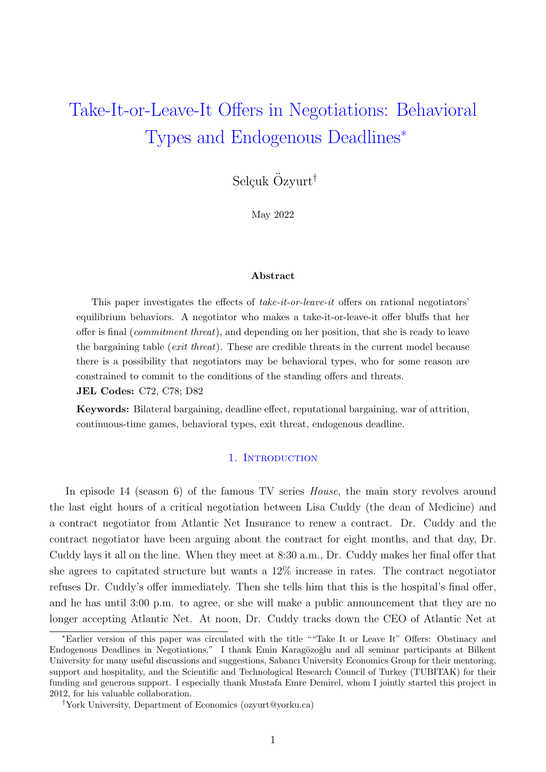# Take-It-or-Leave-It Offers in Negotiations: Behavioral Types and Endogenous Deadlines*

Selçuk Özyurt†

May 2022

**Abstract**

This paper investigates the effects of *take-it-or-leave-it* offers on rational negotiators' equilibrium behaviors. A negotiator who makes a take-it-or-leave-it offer bluffs that her offer is final (*commitment threat*), and depending on her position, that she is ready to leave the bargaining table (*exit threat*). These are credible threats in the current model because there is a possibility that negotiators may be behavioral types, who for some reason are constrained to commit to the conditions of the standing offers and threats.

**JEL Codes:** C72, C78; D82

**Keywords:** Bilateral bargaining, deadline effect, reputational bargaining, war of attrition, continuous-time games, behavioral types, exit threat, endogenous deadline.

## 1. Introduction

In episode 14 (season 6) of the famous TV series *House*, the main story revolves around the last eight hours of a critical negotiation between Lisa Cuddy (the dean of Medicine) and a contract negotiator from Atlantic Net Insurance to renew a contract. Dr. Cuddy and the contract negotiator have been arguing about the contract for eight months, and that day, Dr. Cuddy lays it all on the line. When they meet at 8:30 a.m., Dr. Cuddy makes her final offer that she agrees to capitated structure but wants a 12% increase in rates. The contract negotiator refuses Dr. Cuddy's offer immediately. Then she tells him that this is the hospital's final offer, and he has until 3:00 p.m. to agree, or she will make a public announcement that they are no longer accepting Atlantic Net. At noon, Dr. Cuddy tracks down the CEO of Atlantic Net at

---

*Earlier version of this paper was circulated with the title ""Take It or Leave It" Offers: Obstinacy and Endogenous Deadlines in Negotiations." I thank Emin Karagözoğlu and all seminar participants at Bilkent University for many useful discussions and suggestions, Sabancı University Economics Group for their mentoring, support and hospitality, and the Scientific and Technological Research Council of Turkey (TUBITAK) for their funding and generous support. I especially thank Mustafa Emre Demirel, whom I jointly started this project in 2012, for his valuable collaboration.

†York University, Department of Economics (ozyurt@yorku.ca)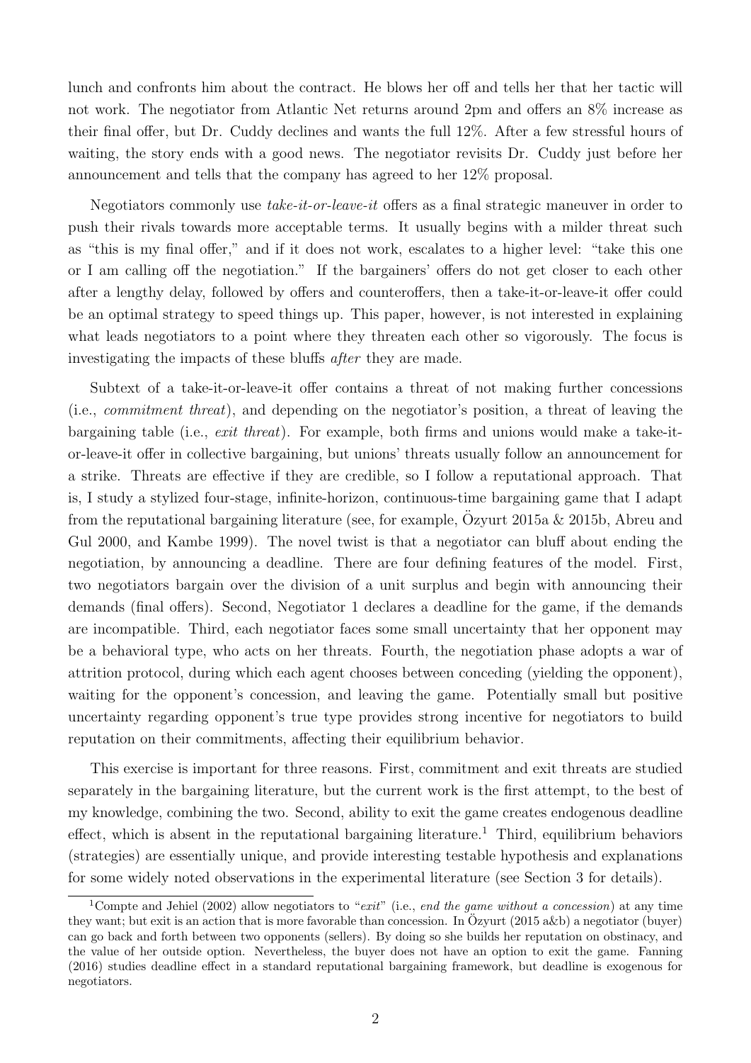lunch and confronts him about the contract. He blows her off and tells her that her tactic will not work. The negotiator from Atlantic Net returns around 2pm and offers an 8% increase as their final offer, but Dr. Cuddy declines and wants the full 12%. After a few stressful hours of waiting, the story ends with a good news. The negotiator revisits Dr. Cuddy just before her announcement and tells that the company has agreed to her 12% proposal.

Negotiators commonly use *take-it-or-leave-it* offers as a final strategic maneuver in order to push their rivals towards more acceptable terms. It usually begins with a milder threat such as "this is my final offer," and if it does not work, escalates to a higher level: "take this one or I am calling off the negotiation." If the bargainers' offers do not get closer to each other after a lengthy delay, followed by offers and counteroffers, then a take-it-or-leave-it offer could be an optimal strategy to speed things up. This paper, however, is not interested in explaining what leads negotiators to a point where they threaten each other so vigorously. The focus is investigating the impacts of these bluffs *after* they are made.

Subtext of a take-it-or-leave-it offer contains a threat of not making further concessions (i.e., *commitment threat*), and depending on the negotiator's position, a threat of leaving the bargaining table (i.e., *exit threat*). For example, both firms and unions would make a take-it-or-leave-it offer in collective bargaining, but unions' threats usually follow an announcement for a strike. Threats are effective if they are credible, so I follow a reputational approach. That is, I study a stylized four-stage, infinite-horizon, continuous-time bargaining game that I adapt from the reputational bargaining literature (see, for example, Özyurt 2015a & 2015b, Abreu and Gul 2000, and Kambe 1999). The novel twist is that a negotiator can bluff about ending the negotiation, by announcing a deadline. There are four defining features of the model. First, two negotiators bargain over the division of a unit surplus and begin with announcing their demands (final offers). Second, Negotiator 1 declares a deadline for the game, if the demands are incompatible. Third, each negotiator faces some small uncertainty that her opponent may be a behavioral type, who acts on her threats. Fourth, the negotiation phase adopts a war of attrition protocol, during which each agent chooses between conceding (yielding the opponent), waiting for the opponent's concession, and leaving the game. Potentially small but positive uncertainty regarding opponent's true type provides strong incentive for negotiators to build reputation on their commitments, affecting their equilibrium behavior.

This exercise is important for three reasons. First, commitment and exit threats are studied separately in the bargaining literature, but the current work is the first attempt, to the best of my knowledge, combining the two. Second, ability to exit the game creates endogenous deadline effect, which is absent in the reputational bargaining literature.[1] Third, equilibrium behaviors (strategies) are essentially unique, and provide interesting testable hypothesis and explanations for some widely noted observations in the experimental literature (see Section 3 for details).

[1] Compte and Jehiel (2002) allow negotiators to "*exit*" (i.e., *end the game without a concession*) at any time they want; but exit is an action that is more favorable than concession. In Özyurt (2015 a&b) a negotiator (buyer) can go back and forth between two opponents (sellers). By doing so she builds her reputation on obstinacy, and the value of her outside option. Nevertheless, the buyer does not have an option to exit the game. Fanning (2016) studies deadline effect in a standard reputational bargaining framework, but deadline is exogenous for negotiators.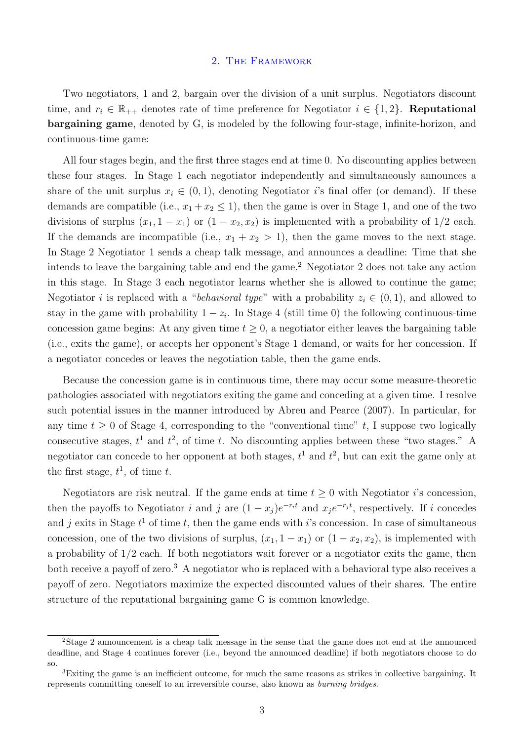## 2. The Framework

Two negotiators, 1 and 2, bargain over the division of a unit surplus. Negotiators discount time, and $r_i \in \mathbb{R}_{++}$ denotes rate of time preference for Negotiator $i \in \{1, 2\}$. **Reputational bargaining game**, denoted by G, is modeled by the following four-stage, infinite-horizon, and continuous-time game:

All four stages begin, and the first three stages end at time 0. No discounting applies between these four stages. In Stage 1 each negotiator independently and simultaneously announces a share of the unit surplus $x_i \in (0, 1)$, denoting Negotiator $i$'s final offer (or demand). If these demands are compatible (i.e., $x_1 + x_2 \leq 1$), then the game is over in Stage 1, and one of the two divisions of surplus $(x_1, 1 - x_1)$ or $(1 - x_2, x_2)$ is implemented with a probability of 1/2 each. If the demands are incompatible (i.e., $x_1 + x_2 > 1$), then the game moves to the next stage. In Stage 2 Negotiator 1 sends a cheap talk message, and announces a deadline: Time that she intends to leave the bargaining table and end the game.[2] Negotiator 2 does not take any action in this stage. In Stage 3 each negotiator learns whether she is allowed to continue the game; Negotiator $i$ is replaced with a "*behavioral type*" with a probability $z_i \in (0, 1)$, and allowed to stay in the game with probability $1 - z_i$. In Stage 4 (still time 0) the following continuous-time concession game begins: At any given time $t \geq 0$, a negotiator either leaves the bargaining table (i.e., exits the game), or accepts her opponent's Stage 1 demand, or waits for her concession. If a negotiator concedes or leaves the negotiation table, then the game ends.

Because the concession game is in continuous time, there may occur some measure-theoretic pathologies associated with negotiators exiting the game and conceding at a given time. I resolve such potential issues in the manner introduced by Abreu and Pearce (2007). In particular, for any time $t \geq 0$ of Stage 4, corresponding to the "conventional time" $t$, I suppose two logically consecutive stages, $t^1$ and $t^2$, of time $t$. No discounting applies between these "two stages." A negotiator can concede to her opponent at both stages, $t^1$ and $t^2$, but can exit the game only at the first stage, $t^1$, of time $t$.

Negotiators are risk neutral. If the game ends at time $t \geq 0$ with Negotiator $i$'s concession, then the payoffs to Negotiator $i$ and $j$ are $(1 - x_j)e^{-r_i t}$ and $x_j e^{-r_j t}$, respectively. If $i$ concedes and $j$ exits in Stage $t^1$ of time $t$, then the game ends with $i$'s concession. In case of simultaneous concession, one of the two divisions of surplus, $(x_1, 1 - x_1)$ or $(1 - x_2, x_2)$, is implemented with a probability of 1/2 each. If both negotiators wait forever or a negotiator exits the game, then both receive a payoff of zero.[3] A negotiator who is replaced with a behavioral type also receives a payoff of zero. Negotiators maximize the expected discounted values of their shares. The entire structure of the reputational bargaining game G is common knowledge.

---

[2] Stage 2 announcement is a cheap talk message in the sense that the game does not end at the announced deadline, and Stage 4 continues forever (i.e., beyond the announced deadline) if both negotiators choose to do so.

[3] Exiting the game is an inefficient outcome, for much the same reasons as strikes in collective bargaining. It represents committing oneself to an irreversible course, also known as *burning bridges*.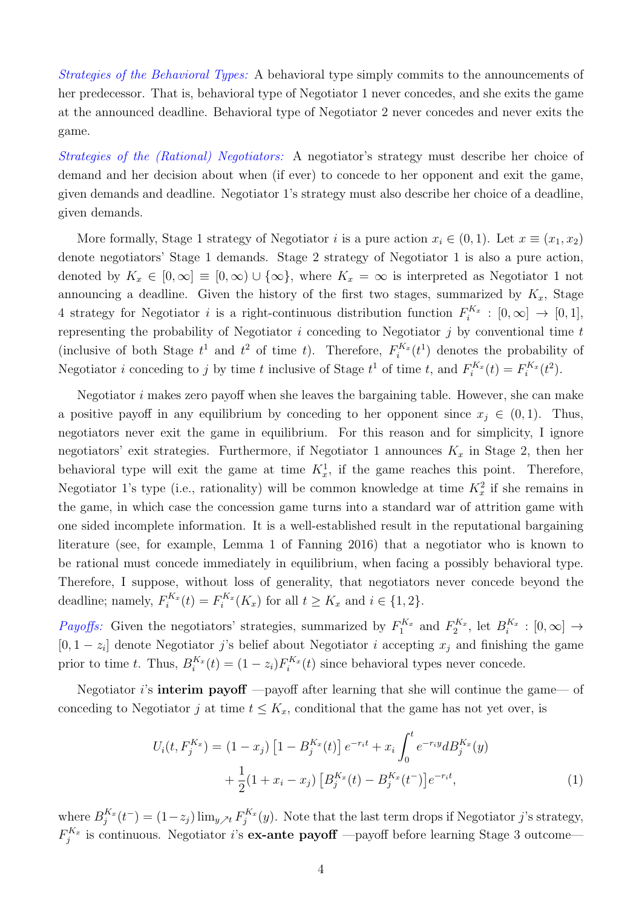*Strategies of the Behavioral Types:* A behavioral type simply commits to the announcements of her predecessor. That is, behavioral type of Negotiator 1 never concedes, and she exits the game at the announced deadline. Behavioral type of Negotiator 2 never concedes and never exits the game.

*Strategies of the (Rational) Negotiators:* A negotiator's strategy must describe her choice of demand and her decision about when (if ever) to concede to her opponent and exit the game, given demands and deadline. Negotiator 1's strategy must also describe her choice of a deadline, given demands.

More formally, Stage 1 strategy of Negotiator $i$ is a pure action $x_i \in (0,1)$. Let $x \equiv (x_1, x_2)$ denote negotiators' Stage 1 demands. Stage 2 strategy of Negotiator 1 is also a pure action, denoted by $K_x \in [0, \infty] \equiv [0, \infty) \cup \{\infty\}$, where $K_x = \infty$ is interpreted as Negotiator 1 not announcing a deadline. Given the history of the first two stages, summarized by $K_x$, Stage 4 strategy for Negotiator $i$ is a right-continuous distribution function $F_i^{K_x} : [0, \infty] \to [0,1]$, representing the probability of Negotiator $i$ conceding to Negotiator $j$ by conventional time $t$ (inclusive of both Stage $t^1$ and $t^2$ of time $t$). Therefore, $F_i^{K_x}(t^1)$ denotes the probability of Negotiator $i$ conceding to $j$ by time $t$ inclusive of Stage $t^1$ of time $t$, and $F_i^{K_x}(t) = F_i^{K_x}(t^2)$.

Negotiator $i$ makes zero payoff when she leaves the bargaining table. However, she can make a positive payoff in any equilibrium by conceding to her opponent since $x_j \in (0,1)$. Thus, negotiators never exit the game in equilibrium. For this reason and for simplicity, I ignore negotiators' exit strategies. Furthermore, if Negotiator 1 announces $K_x$ in Stage 2, then her behavioral type will exit the game at time $K_x^1$, if the game reaches this point. Therefore, Negotiator 1's type (i.e., rationality) will be common knowledge at time $K_x^2$ if she remains in the game, in which case the concession game turns into a standard war of attrition game with one sided incomplete information. It is a well-established result in the reputational bargaining literature (see, for example, Lemma 1 of Fanning 2016) that a negotiator who is known to be rational must concede immediately in equilibrium, when facing a possibly behavioral type. Therefore, I suppose, without loss of generality, that negotiators never concede beyond the deadline; namely, $F_i^{K_x}(t) = F_i^{K_x}(K_x)$ for all $t \geq K_x$ and $i \in \{1,2\}$.

*Payoffs:* Given the negotiators' strategies, summarized by $F_1^{K_x}$ and $F_2^{K_x}$, let $B_i^{K_x} : [0, \infty] \to [0, 1 - z_i]$ denote Negotiator $j$'s belief about Negotiator $i$ accepting $x_j$ and finishing the game prior to time $t$. Thus, $B_i^{K_x}(t) = (1 - z_i) F_i^{K_x}(t)$ since behavioral types never concede.

Negotiator $i$'s **interim payoff** —payoff after learning that she will continue the game— of conceding to Negotiator $j$ at time $t \leq K_x$, conditional that the game has not yet over, is

$$U_i(t, F_j^{K_x}) = (1 - x_j)\left[1 - B_j^{K_x}(t)\right] e^{-r_i t} + x_i \int_0^t e^{-r_i y} dB_j^{K_x}(y) + \frac{1}{2}(1 + x_i - x_j)\left[B_j^{K_x}(t) - B_j^{K_x}(t^-)\right] e^{-r_i t}, \tag{1}$$

where $B_j^{K_x}(t^-) = (1 - z_j) \lim_{y \nearrow t} F_j^{K_x}(y)$. Note that the last term drops if Negotiator $j$'s strategy, $F_j^{K_x}$ is continuous. Negotiator $i$'s **ex-ante payoff** —payoff before learning Stage 3 outcome—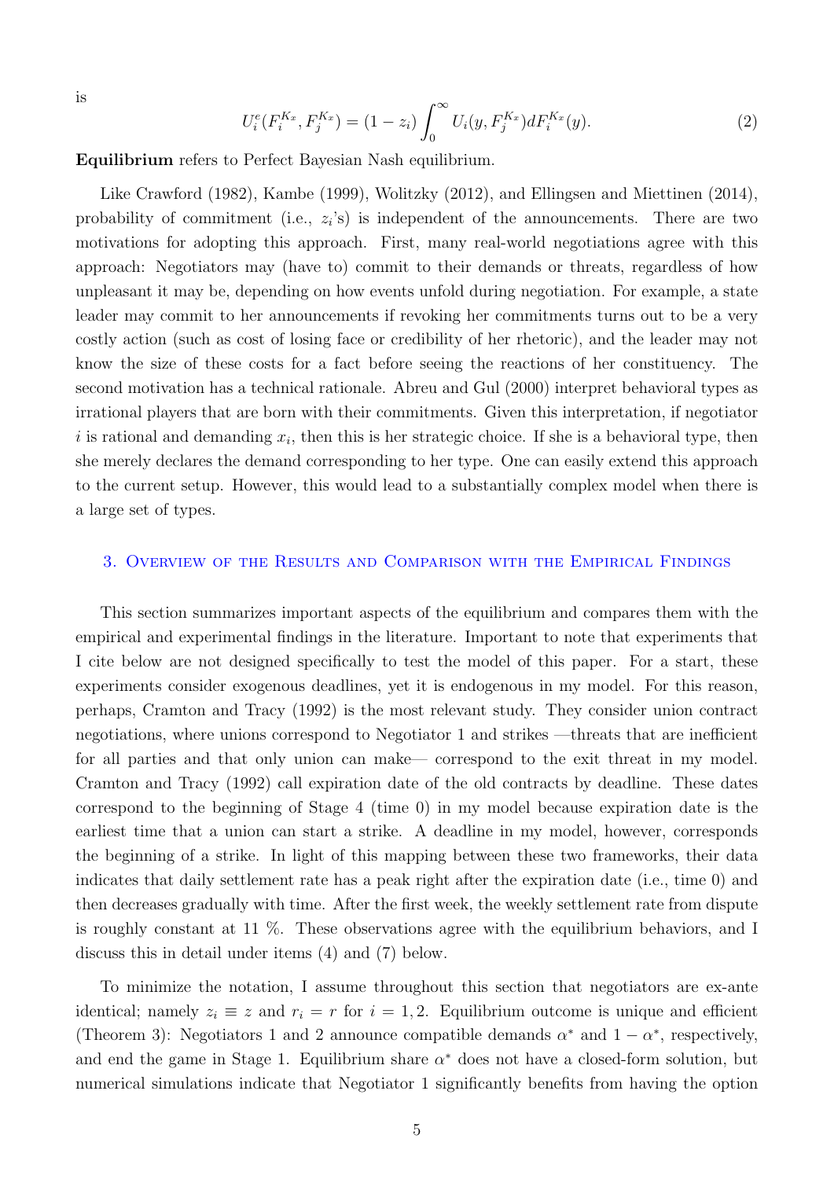is

$$U_i^e(F_i^{K_x}, F_j^{K_x}) = (1 - z_i) \int_0^\infty U_i(y, F_j^{K_x}) dF_i^{K_x}(y). \tag{2}$$

**Equilibrium** refers to Perfect Bayesian Nash equilibrium.

Like Crawford (1982), Kambe (1999), Wolitzky (2012), and Ellingsen and Miettinen (2014), probability of commitment (i.e., $z_i$'s) is independent of the announcements. There are two motivations for adopting this approach. First, many real-world negotiations agree with this approach: Negotiators may (have to) commit to their demands or threats, regardless of how unpleasant it may be, depending on how events unfold during negotiation. For example, a state leader may commit to her announcements if revoking her commitments turns out to be a very costly action (such as cost of losing face or credibility of her rhetoric), and the leader may not know the size of these costs for a fact before seeing the reactions of her constituency. The second motivation has a technical rationale. Abreu and Gul (2000) interpret behavioral types as irrational players that are born with their commitments. Given this interpretation, if negotiator $i$ is rational and demanding $x_i$, then this is her strategic choice. If she is a behavioral type, then she merely declares the demand corresponding to her type. One can easily extend this approach to the current setup. However, this would lead to a substantially complex model when there is a large set of types.

## 3. Overview of the Results and Comparison with the Empirical Findings

This section summarizes important aspects of the equilibrium and compares them with the empirical and experimental findings in the literature. Important to note that experiments that I cite below are not designed specifically to test the model of this paper. For a start, these experiments consider exogenous deadlines, yet it is endogenous in my model. For this reason, perhaps, Cramton and Tracy (1992) is the most relevant study. They consider union contract negotiations, where unions correspond to Negotiator 1 and strikes —threats that are inefficient for all parties and that only union can make— correspond to the exit threat in my model. Cramton and Tracy (1992) call expiration date of the old contracts by deadline. These dates correspond to the beginning of Stage 4 (time 0) in my model because expiration date is the earliest time that a union can start a strike. A deadline in my model, however, corresponds the beginning of a strike. In light of this mapping between these two frameworks, their data indicates that daily settlement rate has a peak right after the expiration date (i.e., time 0) and then decreases gradually with time. After the first week, the weekly settlement rate from dispute is roughly constant at 11 %. These observations agree with the equilibrium behaviors, and I discuss this in detail under items (4) and (7) below.

To minimize the notation, I assume throughout this section that negotiators are ex-ante identical; namely $z_i \equiv z$ and $r_i = r$ for $i = 1, 2$. Equilibrium outcome is unique and efficient (Theorem 3): Negotiators 1 and 2 announce compatible demands $\alpha^*$ and $1 - \alpha^*$, respectively, and end the game in Stage 1. Equilibrium share $\alpha^*$ does not have a closed-form solution, but numerical simulations indicate that Negotiator 1 significantly benefits from having the option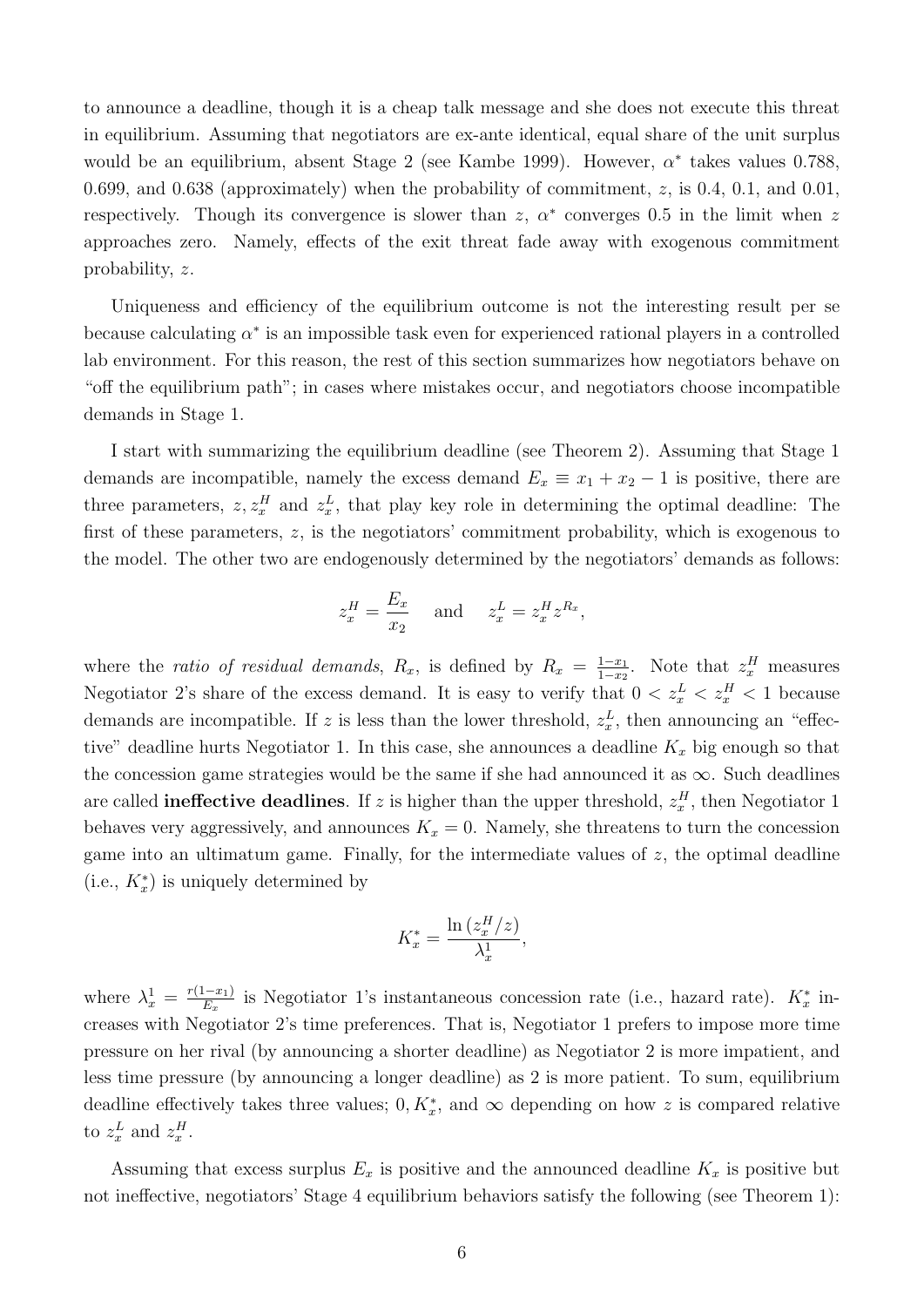to announce a deadline, though it is a cheap talk message and she does not execute this threat in equilibrium. Assuming that negotiators are ex-ante identical, equal share of the unit surplus would be an equilibrium, absent Stage 2 (see Kambe 1999). However, $\alpha^*$ takes values 0.788, 0.699, and 0.638 (approximately) when the probability of commitment, $z$, is 0.4, 0.1, and 0.01, respectively. Though its convergence is slower than $z$, $\alpha^*$ converges 0.5 in the limit when $z$ approaches zero. Namely, effects of the exit threat fade away with exogenous commitment probability, $z$.

Uniqueness and efficiency of the equilibrium outcome is not the interesting result per se because calculating $\alpha^*$ is an impossible task even for experienced rational players in a controlled lab environment. For this reason, the rest of this section summarizes how negotiators behave on "off the equilibrium path"; in cases where mistakes occur, and negotiators choose incompatible demands in Stage 1.

I start with summarizing the equilibrium deadline (see Theorem 2). Assuming that Stage 1 demands are incompatible, namely the excess demand $E_x \equiv x_1 + x_2 - 1$ is positive, there are three parameters, $z, z_x^H$ and $z_x^L$, that play key role in determining the optimal deadline: The first of these parameters, $z$, is the negotiators' commitment probability, which is exogenous to the model. The other two are endogenously determined by the negotiators' demands as follows:

$$z_x^H = \frac{E_x}{x_2} \quad \text{and} \quad z_x^L = z_x^H z^{R_x},$$

where the *ratio of residual demands*, $R_x$, is defined by $R_x = \frac{1-x_1}{1-x_2}$. Note that $z_x^H$ measures Negotiator 2's share of the excess demand. It is easy to verify that $0 < z_x^L < z_x^H < 1$ because demands are incompatible. If $z$ is less than the lower threshold, $z_x^L$, then announcing an "effective" deadline hurts Negotiator 1. In this case, she announces a deadline $K_x$ big enough so that the concession game strategies would be the same if she had announced it as $\infty$. Such deadlines are called **ineffective deadlines**. If $z$ is higher than the upper threshold, $z_x^H$, then Negotiator 1 behaves very aggressively, and announces $K_x = 0$. Namely, she threatens to turn the concession game into an ultimatum game. Finally, for the intermediate values of $z$, the optimal deadline (i.e., $K_x^*$) is uniquely determined by

$$K_x^* = \frac{\ln\left(z_x^H/z\right)}{\lambda_x^1},$$

where $\lambda_x^1 = \frac{r(1-x_1)}{E_x}$ is Negotiator 1's instantaneous concession rate (i.e., hazard rate). $K_x^*$ increases with Negotiator 2's time preferences. That is, Negotiator 1 prefers to impose more time pressure on her rival (by announcing a shorter deadline) as Negotiator 2 is more impatient, and less time pressure (by announcing a longer deadline) as 2 is more patient. To sum, equilibrium deadline effectively takes three values; $0, K_x^*$, and $\infty$ depending on how $z$ is compared relative to $z_x^L$ and $z_x^H$.

Assuming that excess surplus $E_x$ is positive and the announced deadline $K_x$ is positive but not ineffective, negotiators' Stage 4 equilibrium behaviors satisfy the following (see Theorem 1):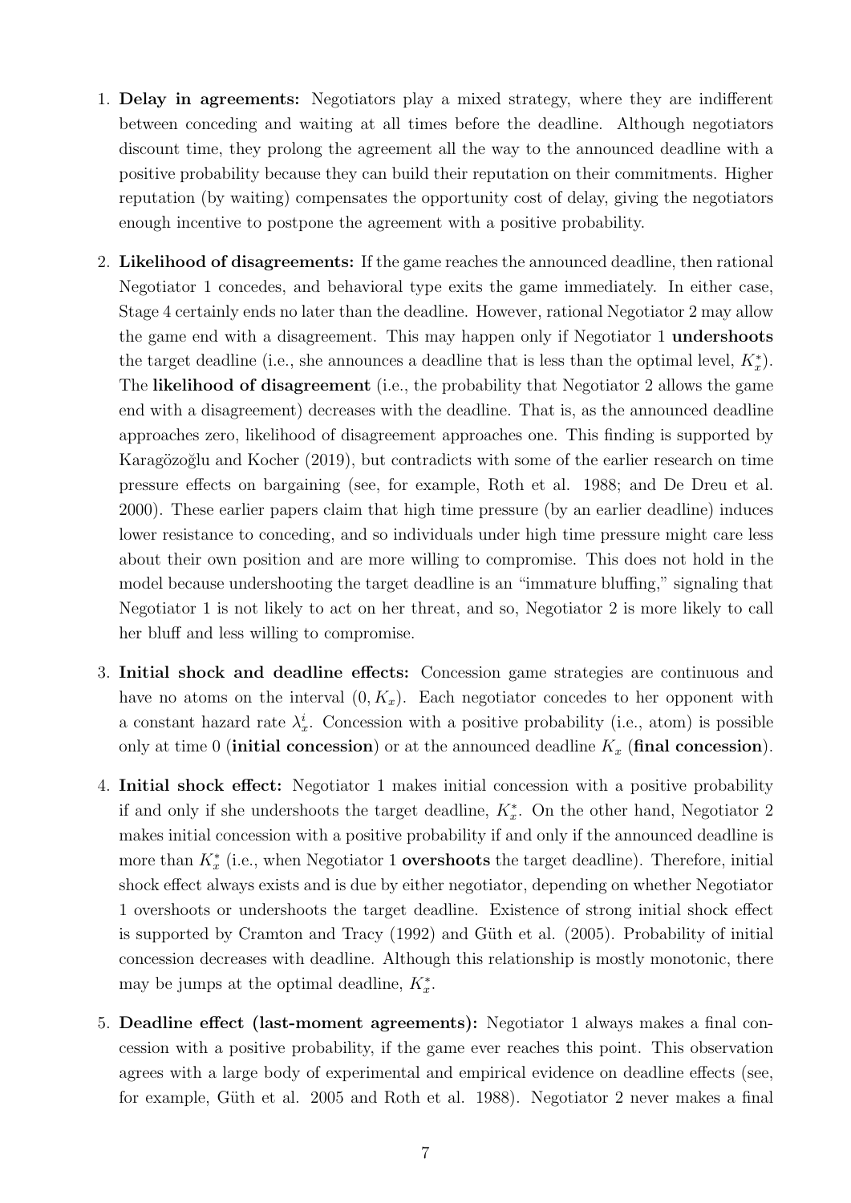1. **Delay in agreements:** Negotiators play a mixed strategy, where they are indifferent between conceding and waiting at all times before the deadline. Although negotiators discount time, they prolong the agreement all the way to the announced deadline with a positive probability because they can build their reputation on their commitments. Higher reputation (by waiting) compensates the opportunity cost of delay, giving the negotiators enough incentive to postpone the agreement with a positive probability.

2. **Likelihood of disagreements:** If the game reaches the announced deadline, then rational Negotiator 1 concedes, and behavioral type exits the game immediately. In either case, Stage 4 certainly ends no later than the deadline. However, rational Negotiator 2 may allow the game end with a disagreement. This may happen only if Negotiator 1 **undershoots** the target deadline (i.e., she announces a deadline that is less than the optimal level, $K_x^*$). The **likelihood of disagreement** (i.e., the probability that Negotiator 2 allows the game end with a disagreement) decreases with the deadline. That is, as the announced deadline approaches zero, likelihood of disagreement approaches one. This finding is supported by Karagözoğlu and Kocher (2019), but contradicts with some of the earlier research on time pressure effects on bargaining (see, for example, Roth et al. 1988; and De Dreu et al. 2000). These earlier papers claim that high time pressure (by an earlier deadline) induces lower resistance to conceding, and so individuals under high time pressure might care less about their own position and are more willing to compromise. This does not hold in the model because undershooting the target deadline is an "immature bluffing," signaling that Negotiator 1 is not likely to act on her threat, and so, Negotiator 2 is more likely to call her bluff and less willing to compromise.

3. **Initial shock and deadline effects:** Concession game strategies are continuous and have no atoms on the interval $(0, K_x)$. Each negotiator concedes to her opponent with a constant hazard rate $\lambda_x^i$. Concession with a positive probability (i.e., atom) is possible only at time 0 (**initial concession**) or at the announced deadline $K_x$ (**final concession**).

4. **Initial shock effect:** Negotiator 1 makes initial concession with a positive probability if and only if she undershoots the target deadline, $K_x^*$. On the other hand, Negotiator 2 makes initial concession with a positive probability if and only if the announced deadline is more than $K_x^*$ (i.e., when Negotiator 1 **overshoots** the target deadline). Therefore, initial shock effect always exists and is due by either negotiator, depending on whether Negotiator 1 overshoots or undershoots the target deadline. Existence of strong initial shock effect is supported by Cramton and Tracy (1992) and Güth et al. (2005). Probability of initial concession decreases with deadline. Although this relationship is mostly monotonic, there may be jumps at the optimal deadline, $K_x^*$.

5. **Deadline effect (last-moment agreements):** Negotiator 1 always makes a final concession with a positive probability, if the game ever reaches this point. This observation agrees with a large body of experimental and empirical evidence on deadline effects (see, for example, Güth et al. 2005 and Roth et al. 1988). Negotiator 2 never makes a final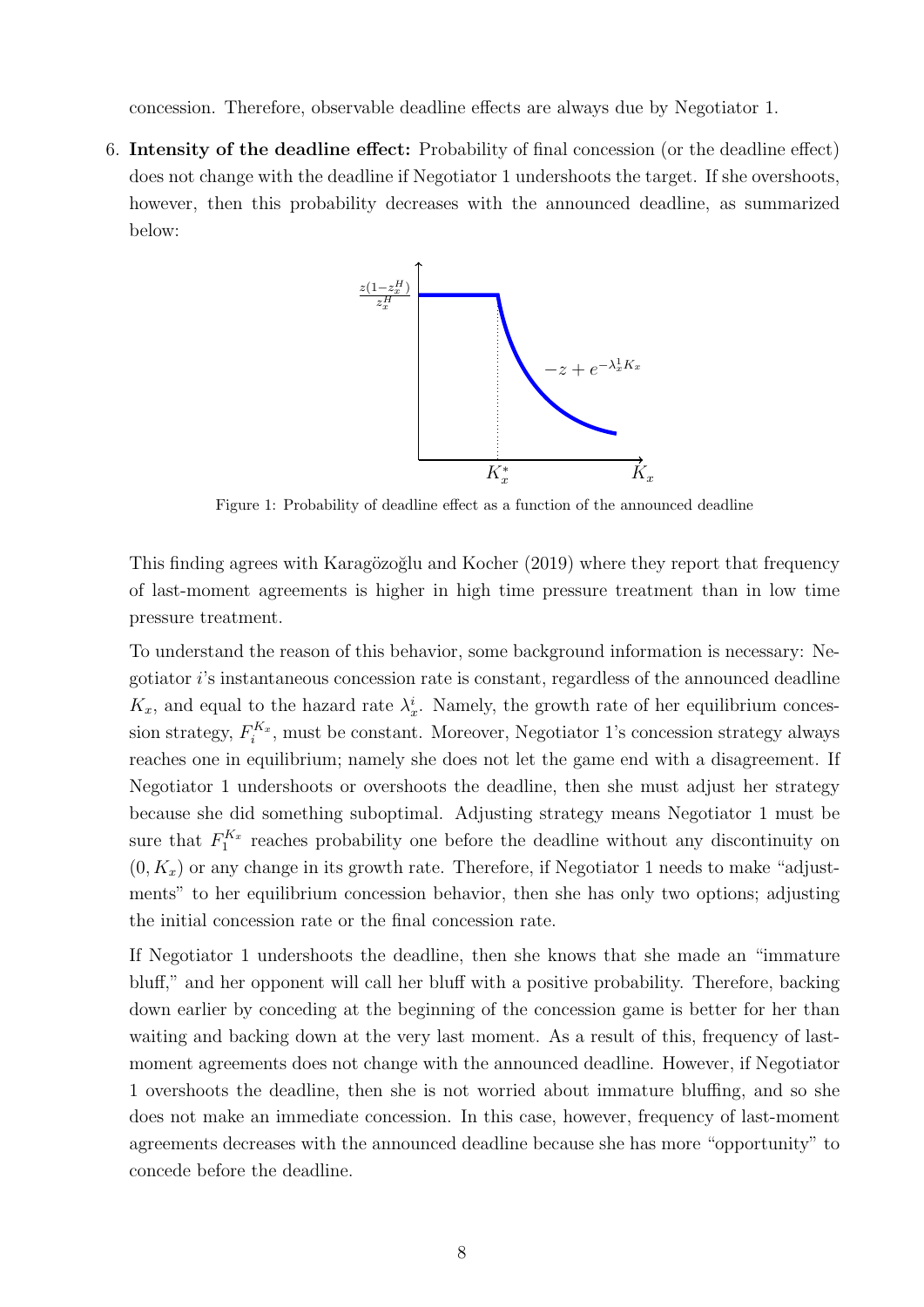concession. Therefore, observable deadline effects are always due by Negotiator 1.

6. **Intensity of the deadline effect:** Probability of final concession (or the deadline effect) does not change with the deadline if Negotiator 1 undershoots the target. If she overshoots, however, then this probability decreases with the announced deadline, as summarized below:

Figure 1: Probability of deadline effect as a function of the announced deadline

This finding agrees with Karagözoğlu and Kocher (2019) where they report that frequency of last-moment agreements is higher in high time pressure treatment than in low time pressure treatment.

To understand the reason of this behavior, some background information is necessary: Negotiator $i$'s instantaneous concession rate is constant, regardless of the announced deadline $K_x$, and equal to the hazard rate $\lambda_x^i$. Namely, the growth rate of her equilibrium concession strategy, $F_i^{K_x}$, must be constant. Moreover, Negotiator 1's concession strategy always reaches one in equilibrium; namely she does not let the game end with a disagreement. If Negotiator 1 undershoots or overshoots the deadline, then she must adjust her strategy because she did something suboptimal. Adjusting strategy means Negotiator 1 must be sure that $F_1^{K_x}$ reaches probability one before the deadline without any discontinuity on $(0, K_x)$ or any change in its growth rate. Therefore, if Negotiator 1 needs to make "adjustments" to her equilibrium concession behavior, then she has only two options; adjusting the initial concession rate or the final concession rate.

If Negotiator 1 undershoots the deadline, then she knows that she made an "immature bluff," and her opponent will call her bluff with a positive probability. Therefore, backing down earlier by conceding at the beginning of the concession game is better for her than waiting and backing down at the very last moment. As a result of this, frequency of last-moment agreements does not change with the announced deadline. However, if Negotiator 1 overshoots the deadline, then she is not worried about immature bluffing, and so she does not make an immediate concession. In this case, however, frequency of last-moment agreements decreases with the announced deadline because she has more "opportunity" to concede before the deadline.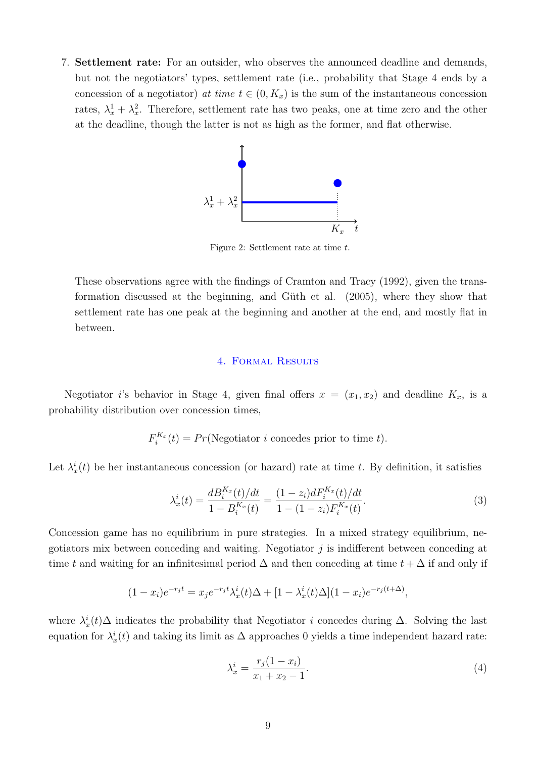7. **Settlement rate:** For an outsider, who observes the announced deadline and demands, but not the negotiators' types, settlement rate (i.e., probability that Stage 4 ends by a concession of a negotiator) *at time* $t \in (0, K_x)$ is the sum of the instantaneous concession rates, $\lambda_x^1 + \lambda_x^2$. Therefore, settlement rate has two peaks, one at time zero and the other at the deadline, though the latter is not as high as the former, and flat otherwise.

Figure 2: Settlement rate at time $t$.

These observations agree with the findings of Cramton and Tracy (1992), given the transformation discussed at the beginning, and Güth et al. (2005), where they show that settlement rate has one peak at the beginning and another at the end, and mostly flat in between.

## 4. Formal Results

Negotiator $i$'s behavior in Stage 4, given final offers $x = (x_1, x_2)$ and deadline $K_x$, is a probability distribution over concession times,

$$F_i^{K_x}(t) = Pr(\text{Negotiator } i \text{ concedes prior to time } t).$$

Let $\lambda_x^i(t)$ be her instantaneous concession (or hazard) rate at time $t$. By definition, it satisfies

$$\lambda_x^i(t) = \frac{dB_i^{K_x}(t)/dt}{1 - B_i^{K_x}(t)} = \frac{(1 - z_i)dF_i^{K_x}(t)/dt}{1 - (1 - z_i)F_i^{K_x}(t)}. \tag{3}$$

Concession game has no equilibrium in pure strategies. In a mixed strategy equilibrium, negotiators mix between conceding and waiting. Negotiator $j$ is indifferent between conceding at time $t$ and waiting for an infinitesimal period $\Delta$ and then conceding at time $t + \Delta$ if and only if

$$(1 - x_i)e^{-r_j t} = x_j e^{-r_j t}\lambda_x^i(t)\Delta + [1 - \lambda_x^i(t)\Delta](1 - x_i)e^{-r_j(t+\Delta)},$$

where $\lambda_x^i(t)\Delta$ indicates the probability that Negotiator $i$ concedes during $\Delta$. Solving the last equation for $\lambda_x^i(t)$ and taking its limit as $\Delta$ approaches 0 yields a time independent hazard rate:

$$\lambda_x^i = \frac{r_j(1 - x_i)}{x_1 + x_2 - 1}. \tag{4}$$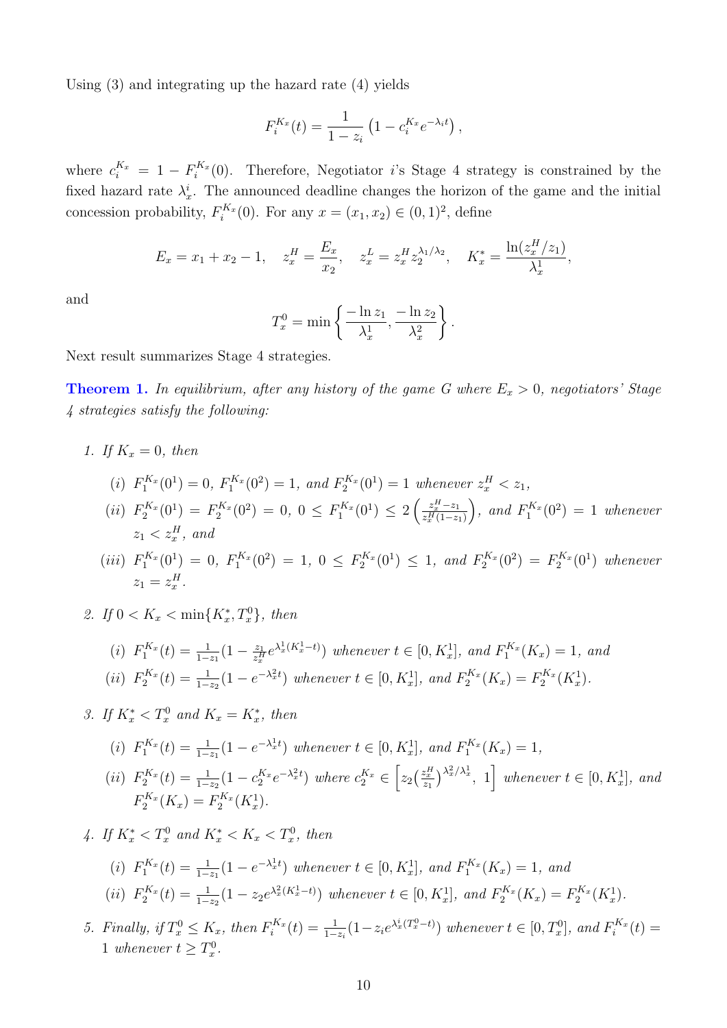Using (3) and integrating up the hazard rate (4) yields

$$F_i^{K_x}(t) = \frac{1}{1-z_i}\left(1 - c_i^{K_x} e^{-\lambda_i t}\right),$$

where $c_i^{K_x} = 1 - F_i^{K_x}(0)$. Therefore, Negotiator $i$'s Stage 4 strategy is constrained by the fixed hazard rate $\lambda_x^i$. The announced deadline changes the horizon of the game and the initial concession probability, $F_i^{K_x}(0)$. For any $x = (x_1, x_2) \in (0,1)^2$, define

$$E_x = x_1 + x_2 - 1, \quad z_x^H = \frac{E_x}{x_2}, \quad z_x^L = z_x^H z_2^{\lambda_1/\lambda_2}, \quad K_x^* = \frac{\ln(z_x^H/z_1)}{\lambda_x^1},$$

and

$$T_x^0 = \min\left\{\frac{-\ln z_1}{\lambda_x^1}, \frac{-\ln z_2}{\lambda_x^2}\right\}.$$

Next result summarizes Stage 4 strategies.

**Theorem 1.** *In equilibrium, after any history of the game $G$ where $E_x > 0$, negotiators' Stage 4 strategies satisfy the following:*

1. *If $K_x = 0$, then*
   - *(i) $F_1^{K_x}(0^1) = 0$, $F_1^{K_x}(0^2) = 1$, and $F_2^{K_x}(0^1) = 1$ whenever $z_x^H < z_1$,*
   - *(ii) $F_2^{K_x}(0^1) = F_2^{K_x}(0^2) = 0$, $0 \le F_1^{K_x}(0^1) \le 2\left(\frac{z_x^H - z_1}{z_x^H(1-z_1)}\right)$, and $F_1^{K_x}(0^2) = 1$ whenever $z_1 < z_x^H$, and*
   - *(iii) $F_1^{K_x}(0^1) = 0$, $F_1^{K_x}(0^2) = 1$, $0 \le F_2^{K_x}(0^1) \le 1$, and $F_2^{K_x}(0^2) = F_2^{K_x}(0^1)$ whenever $z_1 = z_x^H$.*

2. *If $0 < K_x < \min\{K_x^*, T_x^0\}$, then*
   - *(i) $F_1^{K_x}(t) = \frac{1}{1-z_1}(1 - \frac{z_1}{z_x^H} e^{\lambda_x^1(K_x^1 - t)})$ whenever $t \in [0, K_x^1]$, and $F_1^{K_x}(K_x) = 1$, and*
   - *(ii) $F_2^{K_x}(t) = \frac{1}{1-z_2}(1 - e^{-\lambda_x^2 t})$ whenever $t \in [0, K_x^1]$, and $F_2^{K_x}(K_x) = F_2^{K_x}(K_x^1)$.*

3. *If $K_x^* < T_x^0$ and $K_x = K_x^*$, then*
   - *(i) $F_1^{K_x}(t) = \frac{1}{1-z_1}(1 - e^{-\lambda_x^1 t})$ whenever $t \in [0, K_x^1]$, and $F_1^{K_x}(K_x) = 1$,*
   - *(ii) $F_2^{K_x}(t) = \frac{1}{1-z_2}(1 - c_2^{K_x} e^{-\lambda_x^2 t})$ where $c_2^{K_x} \in \left[z_2\left(\frac{z_x^H}{z_1}\right)^{\lambda_x^2/\lambda_x^1},\ 1\right]$ whenever $t \in [0, K_x^1]$, and $F_2^{K_x}(K_x) = F_2^{K_x}(K_x^1)$.*

4. *If $K_x^* < T_x^0$ and $K_x^* < K_x < T_x^0$, then*
   - *(i) $F_1^{K_x}(t) = \frac{1}{1-z_1}(1 - e^{-\lambda_x^1 t})$ whenever $t \in [0, K_x^1]$, and $F_1^{K_x}(K_x) = 1$, and*
   - *(ii) $F_2^{K_x}(t) = \frac{1}{1-z_2}(1 - z_2 e^{\lambda_x^2(K_x^1 - t)})$ whenever $t \in [0, K_x^1]$, and $F_2^{K_x}(K_x) = F_2^{K_x}(K_x^1)$.*

5. *Finally, if $T_x^0 \le K_x$, then $F_i^{K_x}(t) = \frac{1}{1-z_i}(1 - z_i e^{\lambda_x^i(T_x^0 - t)})$ whenever $t \in [0, T_x^0]$, and $F_i^{K_x}(t) = 1$ whenever $t \ge T_x^0$.*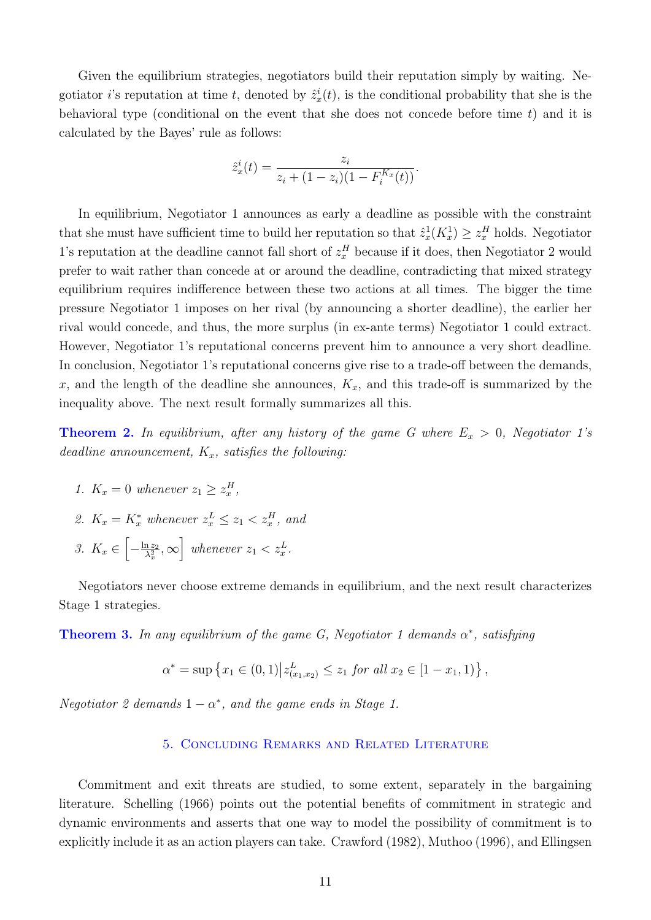Given the equilibrium strategies, negotiators build their reputation simply by waiting. Negotiator $i$'s reputation at time $t$, denoted by $\hat{z}^i_x(t)$, is the conditional probability that she is the behavioral type (conditional on the event that she does not concede before time $t$) and it is calculated by the Bayes' rule as follows:

$$\hat{z}^i_x(t) = \frac{z_i}{z_i + (1-z_i)(1-F_i^{K_x}(t))}.$$

In equilibrium, Negotiator 1 announces as early a deadline as possible with the constraint that she must have sufficient time to build her reputation so that $\hat{z}^1_x(K^1_x) \geq z^H_x$ holds. Negotiator 1's reputation at the deadline cannot fall short of $z^H_x$ because if it does, then Negotiator 2 would prefer to wait rather than concede at or around the deadline, contradicting that mixed strategy equilibrium requires indifference between these two actions at all times. The bigger the time pressure Negotiator 1 imposes on her rival (by announcing a shorter deadline), the earlier her rival would concede, and thus, the more surplus (in ex-ante terms) Negotiator 1 could extract. However, Negotiator 1's reputational concerns prevent him to announce a very short deadline. In conclusion, Negotiator 1's reputational concerns give rise to a trade-off between the demands, $x$, and the length of the deadline she announces, $K_x$, and this trade-off is summarized by the inequality above. The next result formally summarizes all this.

**Theorem 2.** *In equilibrium, after any history of the game $G$ where $E_x > 0$, Negotiator 1's deadline announcement, $K_x$, satisfies the following:*

1. *$K_x = 0$ whenever $z_1 \geq z^H_x$,*
2. *$K_x = K^*_x$ whenever $z^L_x \leq z_1 < z^H_x$, and*
3. *$K_x \in \left[-\frac{\ln z_2}{\lambda^2_x}, \infty\right]$ whenever $z_1 < z^L_x$.*

Negotiators never choose extreme demands in equilibrium, and the next result characterizes Stage 1 strategies.

**Theorem 3.** *In any equilibrium of the game $G$, Negotiator 1 demands $\alpha^*$, satisfying*

$$\alpha^* = \sup\left\{x_1 \in (0,1) \middle| z^L_{(x_1,x_2)} \leq z_1 \text{ for all } x_2 \in [1-x_1, 1)\right\},$$

*Negotiator 2 demands $1-\alpha^*$, and the game ends in Stage 1.*

## 5. Concluding Remarks and Related Literature

Commitment and exit threats are studied, to some extent, separately in the bargaining literature. Schelling (1966) points out the potential benefits of commitment in strategic and dynamic environments and asserts that one way to model the possibility of commitment is to explicitly include it as an action players can take. Crawford (1982), Muthoo (1996), and Ellingsen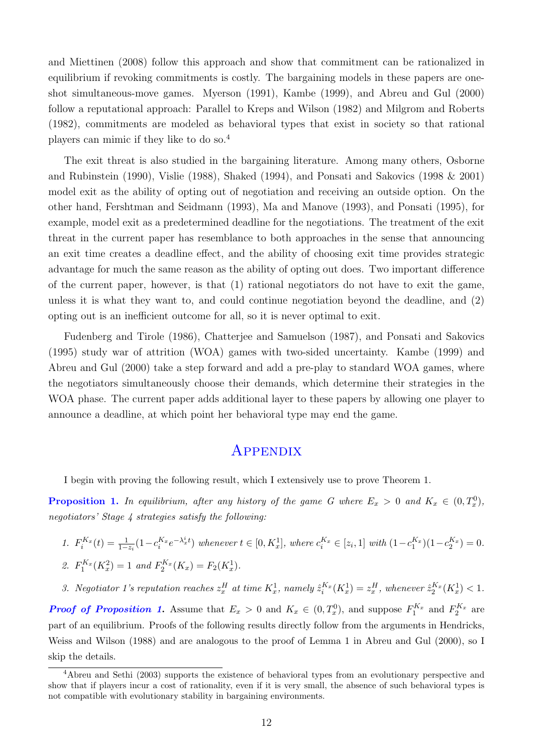and Miettinen (2008) follow this approach and show that commitment can be rationalized in equilibrium if revoking commitments is costly. The bargaining models in these papers are one-shot simultaneous-move games. Myerson (1991), Kambe (1999), and Abreu and Gul (2000) follow a reputational approach: Parallel to Kreps and Wilson (1982) and Milgrom and Roberts (1982), commitments are modeled as behavioral types that exist in society so that rational players can mimic if they like to do so.[4]

The exit threat is also studied in the bargaining literature. Among many others, Osborne and Rubinstein (1990), Vislie (1988), Shaked (1994), and Ponsati and Sakovics (1998 & 2001) model exit as the ability of opting out of negotiation and receiving an outside option. On the other hand, Fershtman and Seidmann (1993), Ma and Manove (1993), and Ponsati (1995), for example, model exit as a predetermined deadline for the negotiations. The treatment of the exit threat in the current paper has resemblance to both approaches in the sense that announcing an exit time creates a deadline effect, and the ability of choosing exit time provides strategic advantage for much the same reason as the ability of opting out does. Two important difference of the current paper, however, is that (1) rational negotiators do not have to exit the game, unless it is what they want to, and could continue negotiation beyond the deadline, and (2) opting out is an inefficient outcome for all, so it is never optimal to exit.

Fudenberg and Tirole (1986), Chatterjee and Samuelson (1987), and Ponsati and Sakovics (1995) study war of attrition (WOA) games with two-sided uncertainty. Kambe (1999) and Abreu and Gul (2000) take a step forward and add a pre-play to standard WOA games, where the negotiators simultaneously choose their demands, which determine their strategies in the WOA phase. The current paper adds additional layer to these papers by allowing one player to announce a deadline, at which point her behavioral type may end the game.

# Appendix

I begin with proving the following result, which I extensively use to prove Theorem 1.

**Proposition 1.** *In equilibrium, after any history of the game $G$ where $E_x > 0$ and $K_x \in (0, T_x^0)$, negotiators' Stage 4 strategies satisfy the following:*

1. *$F_i^{K_x}(t) = \frac{1}{1-z_i}(1 - c_i^{K_x} e^{-\lambda_x^i t})$ whenever $t \in [0, K_x^1]$, where $c_i^{K_x} \in [z_i, 1]$ with $(1-c_1^{K_x})(1-c_2^{K_x}) = 0$.*
2. *$F_1^{K_x}(K_x^2) = 1$ and $F_2^{K_x}(K_x) = F_2(K_x^1)$.*
3. *Negotiator 1's reputation reaches $z_x^H$ at time $K_x^1$, namely $\hat{z}_i^{K_x}(K_x^1) = z_x^H$, whenever $\hat{z}_2^{K_x}(K_x^1) < 1$.*

***Proof of Proposition 1.*** Assume that $E_x > 0$ and $K_x \in (0, T_x^0)$, and suppose $F_1^{K_x}$ and $F_2^{K_x}$ are part of an equilibrium. Proofs of the following results directly follow from the arguments in Hendricks, Weiss and Wilson (1988) and are analogous to the proof of Lemma 1 in Abreu and Gul (2000), so I skip the details.

[4] Abreu and Sethi (2003) supports the existence of behavioral types from an evolutionary perspective and show that if players incur a cost of rationality, even if it is very small, the absence of such behavioral types is not compatible with evolutionary stability in bargaining environments.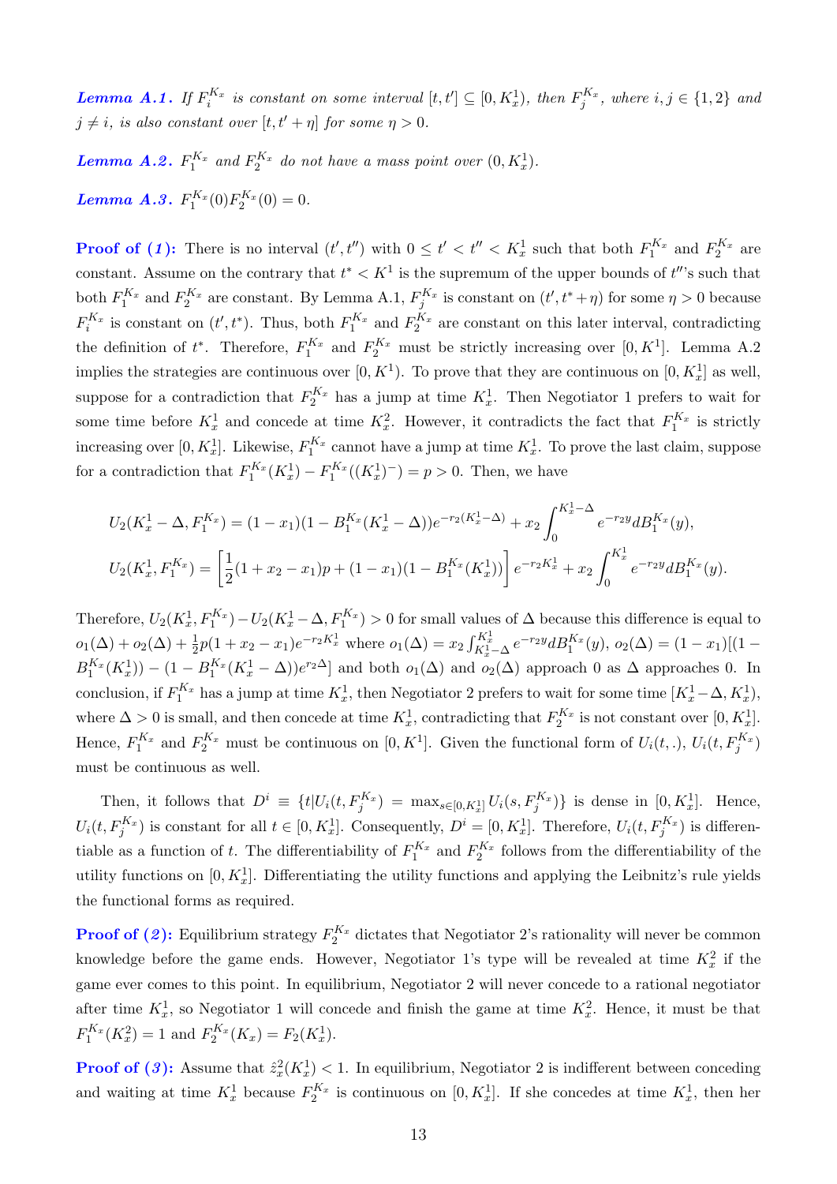***Lemma A.1.*** *If $F_i^{K_x}$ is constant on some interval $[t,t'] \subseteq [0,K_x^1)$, then $F_j^{K_x}$, where $i,j \in \{1,2\}$ and $j \neq i$, is also constant over $[t, t'+\eta]$ for some $\eta > 0$.*

***Lemma A.2.*** *$F_1^{K_x}$ and $F_2^{K_x}$ do not have a mass point over $(0, K_x^1)$.*

***Lemma A.3.*** *$F_1^{K_x}(0)F_2^{K_x}(0) = 0$.*

**Proof of (1):** There is no interval $(t', t'')$ with $0 \leq t' < t'' < K_x^1$ such that both $F_1^{K_x}$ and $F_2^{K_x}$ are constant. Assume on the contrary that $t^* < K^1$ is the supremum of the upper bounds of $t''$'s such that both $F_1^{K_x}$ and $F_2^{K_x}$ are constant. By Lemma A.1, $F_j^{K_x}$ is constant on $(t', t^*+\eta)$ for some $\eta > 0$ because $F_i^{K_x}$ is constant on $(t', t^*)$. Thus, both $F_1^{K_x}$ and $F_2^{K_x}$ are constant on this later interval, contradicting the definition of $t^*$. Therefore, $F_1^{K_x}$ and $F_2^{K_x}$ must be strictly increasing over $[0, K^1]$. Lemma A.2 implies the strategies are continuous over $[0, K^1)$. To prove that they are continuous on $[0, K_x^1]$ as well, suppose for a contradiction that $F_2^{K_x}$ has a jump at time $K_x^1$. Then Negotiator 1 prefers to wait for some time before $K_x^1$ and concede at time $K_x^2$. However, it contradicts the fact that $F_1^{K_x}$ is strictly increasing over $[0, K_x^1]$. Likewise, $F_1^{K_x}$ cannot have a jump at time $K_x^1$. To prove the last claim, suppose for a contradiction that $F_1^{K_x}(K_x^1) - F_1^{K_x}((K_x^1)^-) = p > 0$. Then, we have

$$U_2(K_x^1 - \Delta, F_1^{K_x}) = (1-x_1)(1 - B_1^{K_x}(K_x^1 - \Delta))e^{-r_2(K_x^1 - \Delta)} + x_2 \int_0^{K_x^1 - \Delta} e^{-r_2 y} dB_1^{K_x}(y),$$

$$U_2(K_x^1, F_1^{K_x}) = \left[\frac{1}{2}(1 + x_2 - x_1)p + (1-x_1)(1 - B_1^{K_x}(K_x^1))\right] e^{-r_2 K_x^1} + x_2 \int_0^{K_x^1} e^{-r_2 y} dB_1^{K_x}(y).$$

Therefore, $U_2(K_x^1, F_1^{K_x}) - U_2(K_x^1 - \Delta, F_1^{K_x}) > 0$ for small values of $\Delta$ because this difference is equal to $o_1(\Delta) + o_2(\Delta) + \frac{1}{2}p(1 + x_2 - x_1)e^{-r_2 K_x^1}$ where $o_1(\Delta) = x_2 \int_{K_x^1 - \Delta}^{K_x^1} e^{-r_2 y} dB_1^{K_x}(y)$, $o_2(\Delta) = (1-x_1)[(1 - B_1^{K_x}(K_x^1)) - (1 - B_1^{K_x}(K_x^1 - \Delta))e^{r_2 \Delta}]$ and both $o_1(\Delta)$ and $o_2(\Delta)$ approach 0 as $\Delta$ approaches 0. In conclusion, if $F_1^{K_x}$ has a jump at time $K_x^1$, then Negotiator 2 prefers to wait for some time $[K_x^1 - \Delta, K_x^1)$, where $\Delta > 0$ is small, and then concede at time $K_x^1$, contradicting that $F_2^{K_x}$ is not constant over $[0, K_x^1]$. Hence, $F_1^{K_x}$ and $F_2^{K_x}$ must be continuous on $[0, K^1]$. Given the functional form of $U_i(t, .)$, $U_i(t, F_j^{K_x})$ must be continuous as well.

Then, it follows that $D^i \equiv \{t | U_i(t, F_j^{K_x}) = \max_{s \in [0, K_x^1]} U_i(s, F_j^{K_x})\}$ is dense in $[0, K_x^1]$. Hence, $U_i(t, F_j^{K_x})$ is constant for all $t \in [0, K_x^1]$. Consequently, $D^i = [0, K_x^1]$. Therefore, $U_i(t, F_j^{K_x})$ is differentiable as a function of $t$. The differentiability of $F_1^{K_x}$ and $F_2^{K_x}$ follows from the differentiability of the utility functions on $[0, K_x^1]$. Differentiating the utility functions and applying the Leibnitz's rule yields the functional forms as required.

**Proof of (2):** Equilibrium strategy $F_2^{K_x}$ dictates that Negotiator 2's rationality will never be common knowledge before the game ends. However, Negotiator 1's type will be revealed at time $K_x^2$ if the game ever comes to this point. In equilibrium, Negotiator 2 will never concede to a rational negotiator after time $K_x^1$, so Negotiator 1 will concede and finish the game at time $K_x^2$. Hence, it must be that $F_1^{K_x}(K_x^2) = 1$ and $F_2^{K_x}(K_x) = F_2(K_x^1)$.

**Proof of (3):** Assume that $\hat{z}_x^2(K_x^1) < 1$. In equilibrium, Negotiator 2 is indifferent between conceding and waiting at time $K_x^1$ because $F_2^{K_x}$ is continuous on $[0, K_x^1]$. If she concedes at time $K_x^1$, then her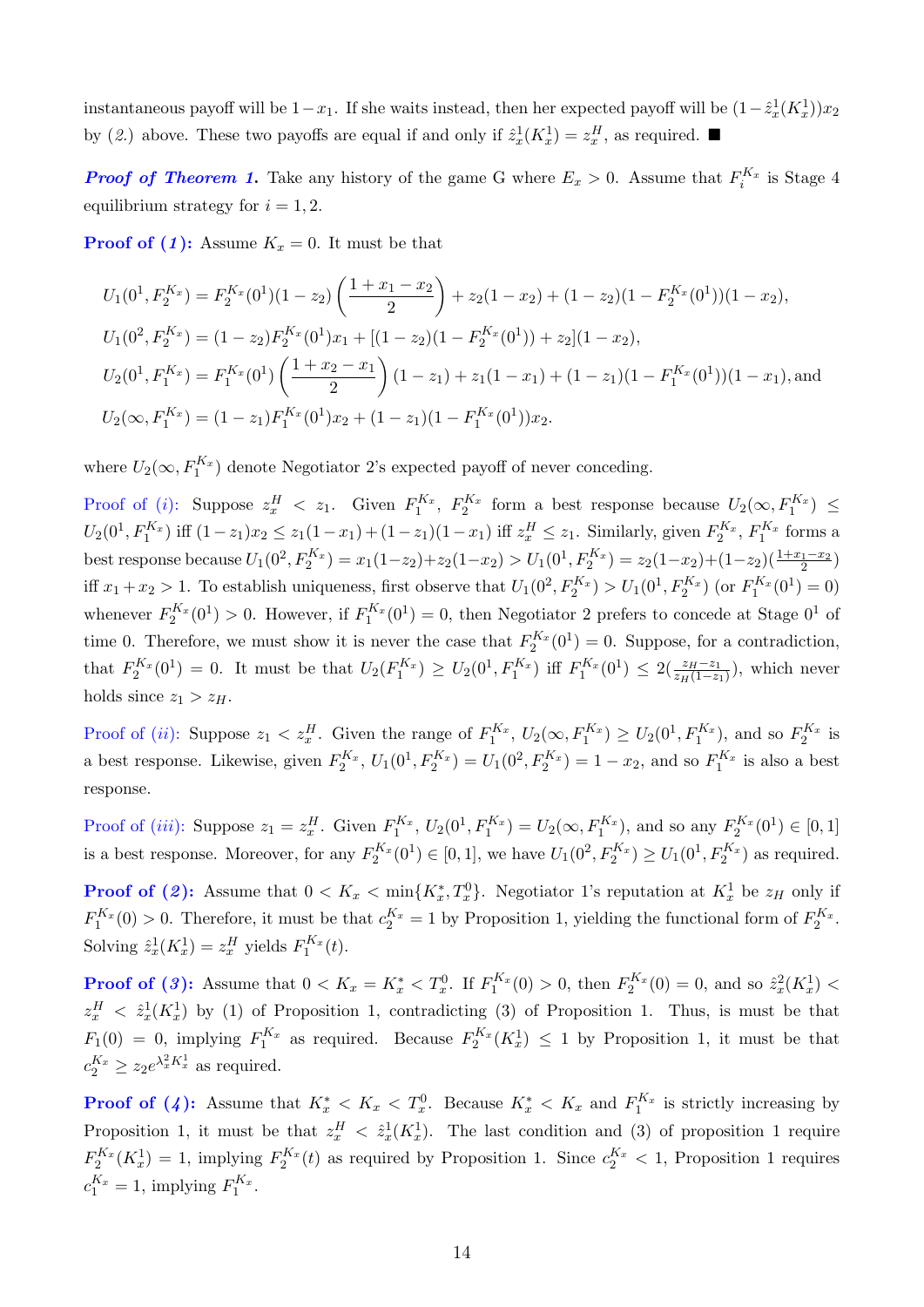instantaneous payoff will be $1-x_1$. If she waits instead, then her expected payoff will be $(1-\hat{z}_x^1(K_x^1))x_2$ by (*2.*) above. These two payoffs are equal if and only if $\hat{z}_x^1(K_x^1) = z_x^H$, as required. ■

***Proof of Theorem 1.*** Take any history of the game G where $E_x > 0$. Assume that $F_i^{K_x}$ is Stage 4 equilibrium strategy for $i = 1, 2$.

**Proof of (*1*):** Assume $K_x = 0$. It must be that

$$U_1(0^1, F_2^{K_x}) = F_2^{K_x}(0^1)(1-z_2)\left(\frac{1+x_1-x_2}{2}\right) + z_2(1-x_2) + (1-z_2)(1-F_2^{K_x}(0^1))(1-x_2),$$

$$U_1(0^2, F_2^{K_x}) = (1-z_2)F_2^{K_x}(0^1)x_1 + [(1-z_2)(1-F_2^{K_x}(0^1)) + z_2](1-x_2),$$

$$U_2(0^1, F_1^{K_x}) = F_1^{K_x}(0^1)\left(\frac{1+x_2-x_1}{2}\right)(1-z_1) + z_1(1-x_1) + (1-z_1)(1-F_1^{K_x}(0^1))(1-x_1), \text{and}$$

$$U_2(\infty, F_1^{K_x}) = (1-z_1)F_1^{K_x}(0^1)x_2 + (1-z_1)(1-F_1^{K_x}(0^1))x_2.$$

where $U_2(\infty, F_1^{K_x})$ denote Negotiator 2's expected payoff of never conceding.

Proof of (*i*): Suppose $z_x^H < z_1$. Given $F_1^{K_x}$, $F_2^{K_x}$ form a best response because $U_2(\infty, F_1^{K_x}) \leq U_2(0^1, F_1^{K_x})$ iff $(1-z_1)x_2 \leq z_1(1-x_1) + (1-z_1)(1-x_1)$ iff $z_x^H \leq z_1$. Similarly, given $F_2^{K_x}$, $F_1^{K_x}$ forms a best response because $U_1(0^2, F_2^{K_x}) = x_1(1-z_2) + z_2(1-x_2) > U_1(0^1, F_2^{K_x}) = z_2(1-x_2) + (1-z_2)(\frac{1+x_1-x_2}{2})$ iff $x_1 + x_2 > 1$. To establish uniqueness, first observe that $U_1(0^2, F_2^{K_x}) > U_1(0^1, F_2^{K_x})$ (or $F_1^{K_x}(0^1) = 0$) whenever $F_2^{K_x}(0^1) > 0$. However, if $F_1^{K_x}(0^1) = 0$, then Negotiator 2 prefers to concede at Stage $0^1$ of time 0. Therefore, we must show it is never the case that $F_2^{K_x}(0^1) = 0$. Suppose, for a contradiction, that $F_2^{K_x}(0^1) = 0$. It must be that $U_2(F_1^{K_x}) \geq U_2(0^1, F_1^{K_x})$ iff $F_1^{K_x}(0^1) \leq 2(\frac{z_H - z_1}{z_H(1-z_1)})$, which never holds since $z_1 > z_H$.

Proof of (*ii*): Suppose $z_1 < z_x^H$. Given the range of $F_1^{K_x}$, $U_2(\infty, F_1^{K_x}) \geq U_2(0^1, F_1^{K_x})$, and so $F_2^{K_x}$ is a best response. Likewise, given $F_2^{K_x}$, $U_1(0^1, F_2^{K_x}) = U_1(0^2, F_2^{K_x}) = 1 - x_2$, and so $F_1^{K_x}$ is also a best response.

Proof of (*iii*): Suppose $z_1 = z_x^H$. Given $F_1^{K_x}$, $U_2(0^1, F_1^{K_x}) = U_2(\infty, F_1^{K_x})$, and so any $F_2^{K_x}(0^1) \in [0,1]$ is a best response. Moreover, for any $F_2^{K_x}(0^1) \in [0,1]$, we have $U_1(0^2, F_2^{K_x}) \geq U_1(0^1, F_2^{K_x})$ as required.

**Proof of (*2*):** Assume that $0 < K_x < \min\{K_x^*, T_x^0\}$. Negotiator 1's reputation at $K_x^1$ be $z_H$ only if $F_1^{K_x}(0) > 0$. Therefore, it must be that $c_2^{K_x} = 1$ by Proposition 1, yielding the functional form of $F_2^{K_x}$. Solving $\hat{z}_x^1(K_x^1) = z_x^H$ yields $F_1^{K_x}(t)$.

**Proof of (*3*):** Assume that $0 < K_x = K_x^* < T_x^0$. If $F_1^{K_x}(0) > 0$, then $F_2^{K_x}(0) = 0$, and so $\hat{z}_x^2(K_x^1) < z_x^H < \hat{z}_x^1(K_x^1)$ by (1) of Proposition 1, contradicting (3) of Proposition 1. Thus, is must be that $F_1(0) = 0$, implying $F_1^{K_x}$ as required. Because $F_2^{K_x}(K_x^1) \leq 1$ by Proposition 1, it must be that $c_2^{K_x} \geq z_2 e^{\lambda_x^2 K_x^1}$ as required.

**Proof of (*4*):** Assume that $K_x^* < K_x < T_x^0$. Because $K_x^* < K_x$ and $F_1^{K_x}$ is strictly increasing by Proposition 1, it must be that $z_x^H < \hat{z}_x^1(K_x^1)$. The last condition and (3) of proposition 1 require $F_2^{K_x}(K_x^1) = 1$, implying $F_2^{K_x}(t)$ as required by Proposition 1. Since $c_2^{K_x} < 1$, Proposition 1 requires $c_1^{K_x} = 1$, implying $F_1^{K_x}$.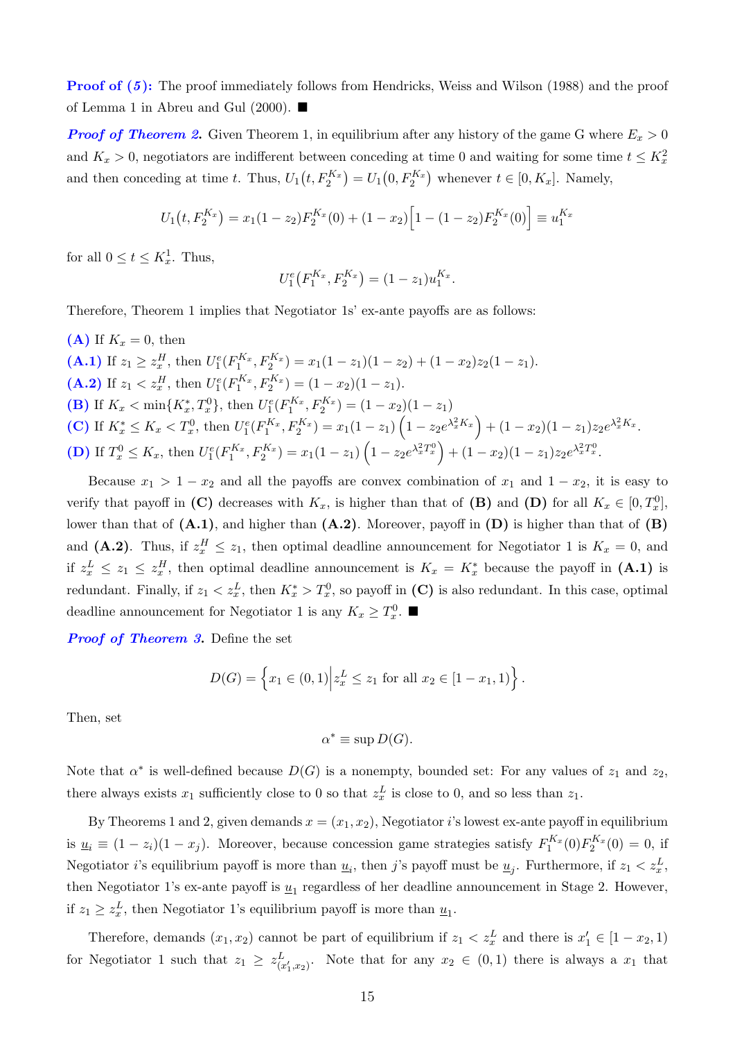**Proof of (5):** The proof immediately follows from Hendricks, Weiss and Wilson (1988) and the proof of Lemma 1 in Abreu and Gul (2000). ■

***Proof of Theorem 2.*** Given Theorem 1, in equilibrium after any history of the game G where $E_x > 0$ and $K_x > 0$, negotiators are indifferent between conceding at time 0 and waiting for some time $t \le K_x^2$ and then conceding at time $t$. Thus, $U_1(t, F_2^{K_x}) = U_1(0, F_2^{K_x})$ whenever $t \in [0, K_x]$. Namely,

$$U_1(t, F_2^{K_x}) = x_1(1-z_2)F_2^{K_x}(0) + (1-x_2)\Big[1-(1-z_2)F_2^{K_x}(0)\Big] \equiv u_1^{K_x}$$

for all $0 \le t \le K_x^1$. Thus,

$$U_1^e(F_1^{K_x}, F_2^{K_x}) = (1-z_1)u_1^{K_x}.$$

Therefore, Theorem 1 implies that Negotiator 1s' ex-ante payoffs are as follows:

**(A)** If $K_x = 0$, then

**(A.1)** If $z_1 \ge z_x^H$, then $U_1^e(F_1^{K_x}, F_2^{K_x}) = x_1(1-z_1)(1-z_2) + (1-x_2)z_2(1-z_1)$.

**(A.2)** If $z_1 < z_x^H$, then $U_1^e(F_1^{K_x}, F_2^{K_x}) = (1-x_2)(1-z_1)$.

**(B)** If $K_x < \min\{K_x^*, T_x^0\}$, then $U_1^e(F_1^{K_x}, F_2^{K_x}) = (1-x_2)(1-z_1)$

**(C)** If $K_x^* \le K_x < T_x^0$, then $U_1^e(F_1^{K_x}, F_2^{K_x}) = x_1(1-z_1)\left(1-z_2e^{\lambda_x^2 K_x}\right) + (1-x_2)(1-z_1)z_2e^{\lambda_x^2 K_x}$.

**(D)** If $T_x^0 \le K_x$, then $U_1^e(F_1^{K_x}, F_2^{K_x}) = x_1(1-z_1)\left(1-z_2e^{\lambda_x^2 T_x^0}\right) + (1-x_2)(1-z_1)z_2e^{\lambda_x^2 T_x^0}$.

Because $x_1 > 1-x_2$ and all the payoffs are convex combination of $x_1$ and $1-x_2$, it is easy to verify that payoff in **(C)** decreases with $K_x$, is higher than that of **(B)** and **(D)** for all $K_x \in [0, T_x^0]$, lower than that of **(A.1)**, and higher than **(A.2)**. Moreover, payoff in **(D)** is higher than that of **(B)** and **(A.2)**. Thus, if $z_x^H \le z_1$, then optimal deadline announcement for Negotiator 1 is $K_x = 0$, and if $z_x^L \le z_1 \le z_x^H$, then optimal deadline announcement is $K_x = K_x^*$ because the payoff in **(A.1)** is redundant. Finally, if $z_1 < z_x^L$, then $K_x^* > T_x^0$, so payoff in **(C)** is also redundant. In this case, optimal deadline announcement for Negotiator 1 is any $K_x \ge T_x^0$. ■

***Proof of Theorem 3.*** Define the set

$$D(G) = \left\{x_1 \in (0,1) \middle| z_x^L \le z_1 \text{ for all } x_2 \in [1-x_1, 1)\right\}.$$

Then, set

$$\alpha^* \equiv \sup D(G).$$

Note that $\alpha^*$ is well-defined because $D(G)$ is a nonempty, bounded set: For any values of $z_1$ and $z_2$, there always exists $x_1$ sufficiently close to 0 so that $z_x^L$ is close to 0, and so less than $z_1$.

By Theorems 1 and 2, given demands $x = (x_1, x_2)$, Negotiator $i$'s lowest ex-ante payoff in equilibrium is $\underline{u}_i \equiv (1-z_i)(1-x_j)$. Moreover, because concession game strategies satisfy $F_1^{K_x}(0)F_2^{K_x}(0) = 0$, if Negotiator $i$'s equilibrium payoff is more than $\underline{u}_i$, then $j$'s payoff must be $\underline{u}_j$. Furthermore, if $z_1 < z_x^L$, then Negotiator 1's ex-ante payoff is $\underline{u}_1$ regardless of her deadline announcement in Stage 2. However, if $z_1 \ge z_x^L$, then Negotiator 1's equilibrium payoff is more than $\underline{u}_1$.

Therefore, demands $(x_1, x_2)$ cannot be part of equilibrium if $z_1 < z_x^L$ and there is $x_1' \in [1-x_2, 1)$ for Negotiator 1 such that $z_1 \ge z_{(x_1', x_2)}^L$. Note that for any $x_2 \in (0,1)$ there is always a $x_1$ that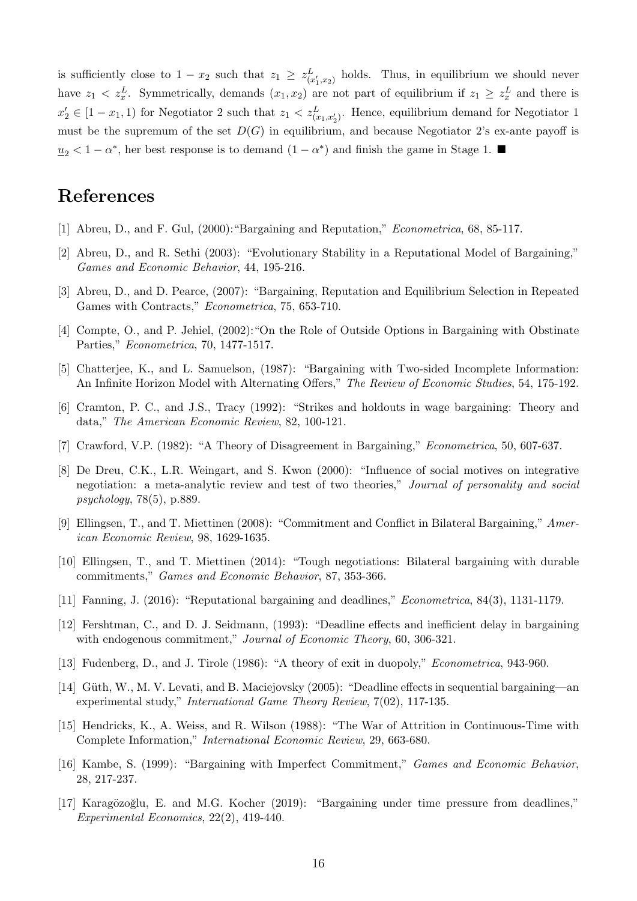is sufficiently close to $1 - x_2$ such that $z_1 \geq z^L_{(x_1', x_2)}$ holds. Thus, in equilibrium we should never have $z_1 < z^L_x$. Symmetrically, demands $(x_1, x_2)$ are not part of equilibrium if $z_1 \geq z^L_x$ and there is $x_2' \in [1 - x_1, 1)$ for Negotiator 2 such that $z_1 < z^L_{(x_1, x_2')}$. Hence, equilibrium demand for Negotiator 1 must be the supremum of the set $D(G)$ in equilibrium, and because Negotiator 2's ex-ante payoff is $\underline{u}_2 < 1 - \alpha^*$, her best response is to demand $(1 - \alpha^*)$ and finish the game in Stage 1. ■

# References

[1] Abreu, D., and F. Gul, (2000): "Bargaining and Reputation," *Econometrica*, 68, 85-117.

[2] Abreu, D., and R. Sethi (2003): "Evolutionary Stability in a Reputational Model of Bargaining," *Games and Economic Behavior*, 44, 195-216.

[3] Abreu, D., and D. Pearce, (2007): "Bargaining, Reputation and Equilibrium Selection in Repeated Games with Contracts," *Econometrica*, 75, 653-710.

[4] Compte, O., and P. Jehiel, (2002): "On the Role of Outside Options in Bargaining with Obstinate Parties," *Econometrica*, 70, 1477-1517.

[5] Chatterjee, K., and L. Samuelson, (1987): "Bargaining with Two-sided Incomplete Information: An Infinite Horizon Model with Alternating Offers," *The Review of Economic Studies*, 54, 175-192.

[6] Cramton, P. C., and J.S., Tracy (1992): "Strikes and holdouts in wage bargaining: Theory and data," *The American Economic Review*, 82, 100-121.

[7] Crawford, V.P. (1982): "A Theory of Disagreement in Bargaining," *Econometrica*, 50, 607-637.

[8] De Dreu, C.K., L.R. Weingart, and S. Kwon (2000): "Influence of social motives on integrative negotiation: a meta-analytic review and test of two theories," *Journal of personality and social psychology*, 78(5), p.889.

[9] Ellingsen, T., and T. Miettinen (2008): "Commitment and Conflict in Bilateral Bargaining," *American Economic Review*, 98, 1629-1635.

[10] Ellingsen, T., and T. Miettinen (2014): "Tough negotiations: Bilateral bargaining with durable commitments," *Games and Economic Behavior*, 87, 353-366.

[11] Fanning, J. (2016): "Reputational bargaining and deadlines," *Econometrica*, 84(3), 1131-1179.

[12] Fershtman, C., and D. J. Seidmann, (1993): "Deadline effects and inefficient delay in bargaining with endogenous commitment," *Journal of Economic Theory*, 60, 306-321.

[13] Fudenberg, D., and J. Tirole (1986): "A theory of exit in duopoly," *Econometrica*, 943-960.

[14] Güth, W., M. V. Levati, and B. Maciejovsky (2005): "Deadline effects in sequential bargaining—an experimental study," *International Game Theory Review*, 7(02), 117-135.

[15] Hendricks, K., A. Weiss, and R. Wilson (1988): "The War of Attrition in Continuous-Time with Complete Information," *International Economic Review*, 29, 663-680.

[16] Kambe, S. (1999): "Bargaining with Imperfect Commitment," *Games and Economic Behavior*, 28, 217-237.

[17] Karagözoğlu, E. and M.G. Kocher (2019): "Bargaining under time pressure from deadlines," *Experimental Economics*, 22(2), 419-440.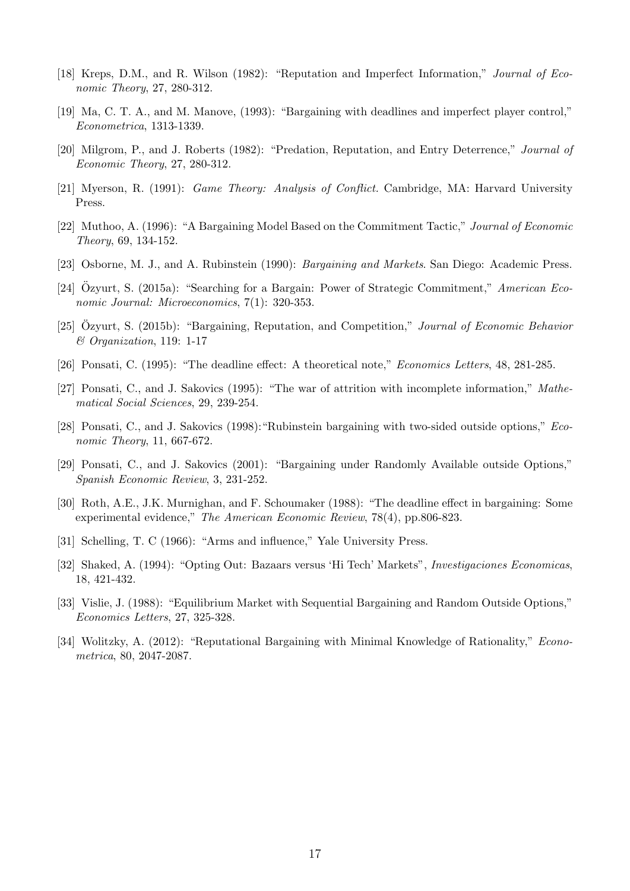[18] Kreps, D.M., and R. Wilson (1982): "Reputation and Imperfect Information," *Journal of Economic Theory*, 27, 280-312.

[19] Ma, C. T. A., and M. Manove, (1993): "Bargaining with deadlines and imperfect player control," *Econometrica*, 1313-1339.

[20] Milgrom, P., and J. Roberts (1982): "Predation, Reputation, and Entry Deterrence," *Journal of Economic Theory*, 27, 280-312.

[21] Myerson, R. (1991): *Game Theory: Analysis of Conflict.* Cambridge, MA: Harvard University Press.

[22] Muthoo, A. (1996): "A Bargaining Model Based on the Commitment Tactic," *Journal of Economic Theory*, 69, 134-152.

[23] Osborne, M. J., and A. Rubinstein (1990): *Bargaining and Markets*. San Diego: Academic Press.

[24] Özyurt, S. (2015a): "Searching for a Bargain: Power of Strategic Commitment," *American Economic Journal: Microeconomics*, 7(1): 320-353.

[25] Özyurt, S. (2015b): "Bargaining, Reputation, and Competition," *Journal of Economic Behavior & Organization*, 119: 1-17

[26] Ponsati, C. (1995): "The deadline effect: A theoretical note," *Economics Letters*, 48, 281-285.

[27] Ponsati, C., and J. Sakovics (1995): "The war of attrition with incomplete information," *Mathematical Social Sciences*, 29, 239-254.

[28] Ponsati, C., and J. Sakovics (1998): "Rubinstein bargaining with two-sided outside options," *Economic Theory*, 11, 667-672.

[29] Ponsati, C., and J. Sakovics (2001): "Bargaining under Randomly Available outside Options," *Spanish Economic Review*, 3, 231-252.

[30] Roth, A.E., J.K. Murnighan, and F. Schoumaker (1988): "The deadline effect in bargaining: Some experimental evidence," *The American Economic Review*, 78(4), pp.806-823.

[31] Schelling, T. C (1966): "Arms and influence," Yale University Press.

[32] Shaked, A. (1994): "Opting Out: Bazaars versus 'Hi Tech' Markets", *Investigaciones Economicas*, 18, 421-432.

[33] Vislie, J. (1988): "Equilibrium Market with Sequential Bargaining and Random Outside Options," *Economics Letters*, 27, 325-328.

[34] Wolitzky, A. (2012): "Reputational Bargaining with Minimal Knowledge of Rationality," *Econometrica*, 80, 2047-2087.